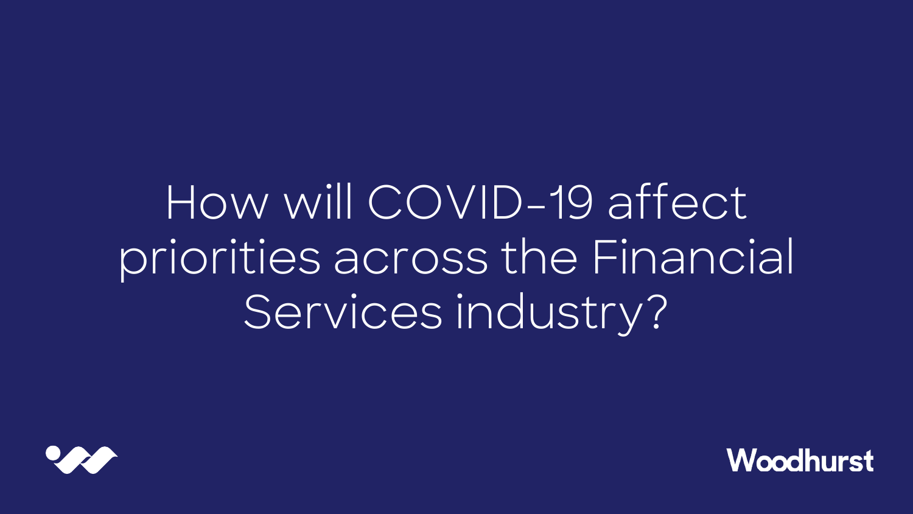# How will COVID-19 affect priorities across the Financial Services industry?

Woodhurst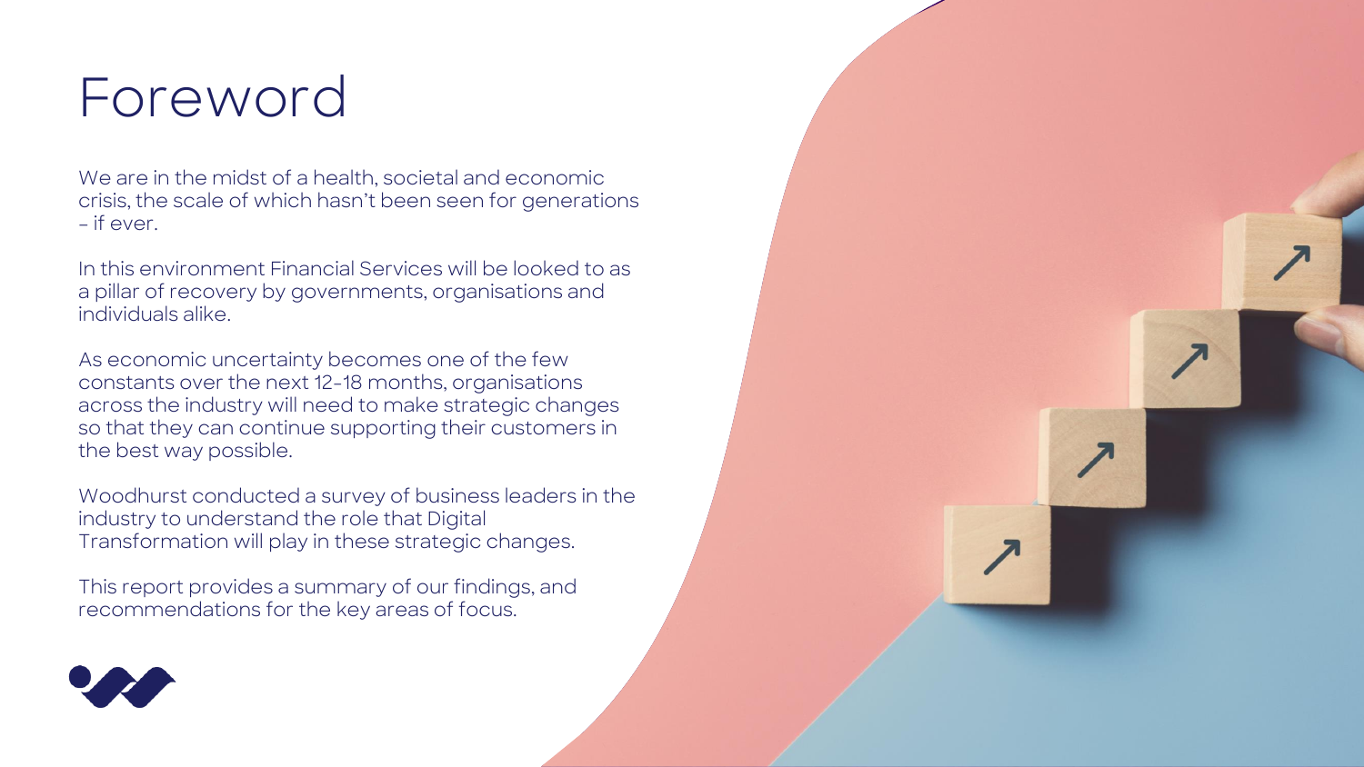# Foreword

We are in the midst of a health, societal and economic crisis, the scale of which hasn't been seen for generations – if ever.

In this environment Financial Services will be looked to as a pillar of recovery by governments, organisations and individuals alike.

As economic uncertainty becomes one of the few constants over the next 12-18 months, organisations across the industry will need to make strategic changes so that they can continue supporting their customers in the best way possible.

Woodhurst conducted a survey of business leaders in the industry to understand the role that Digital Transformation will play in these strategic changes.

This report provides a summary of our findings, and recommendations for the key areas of focus.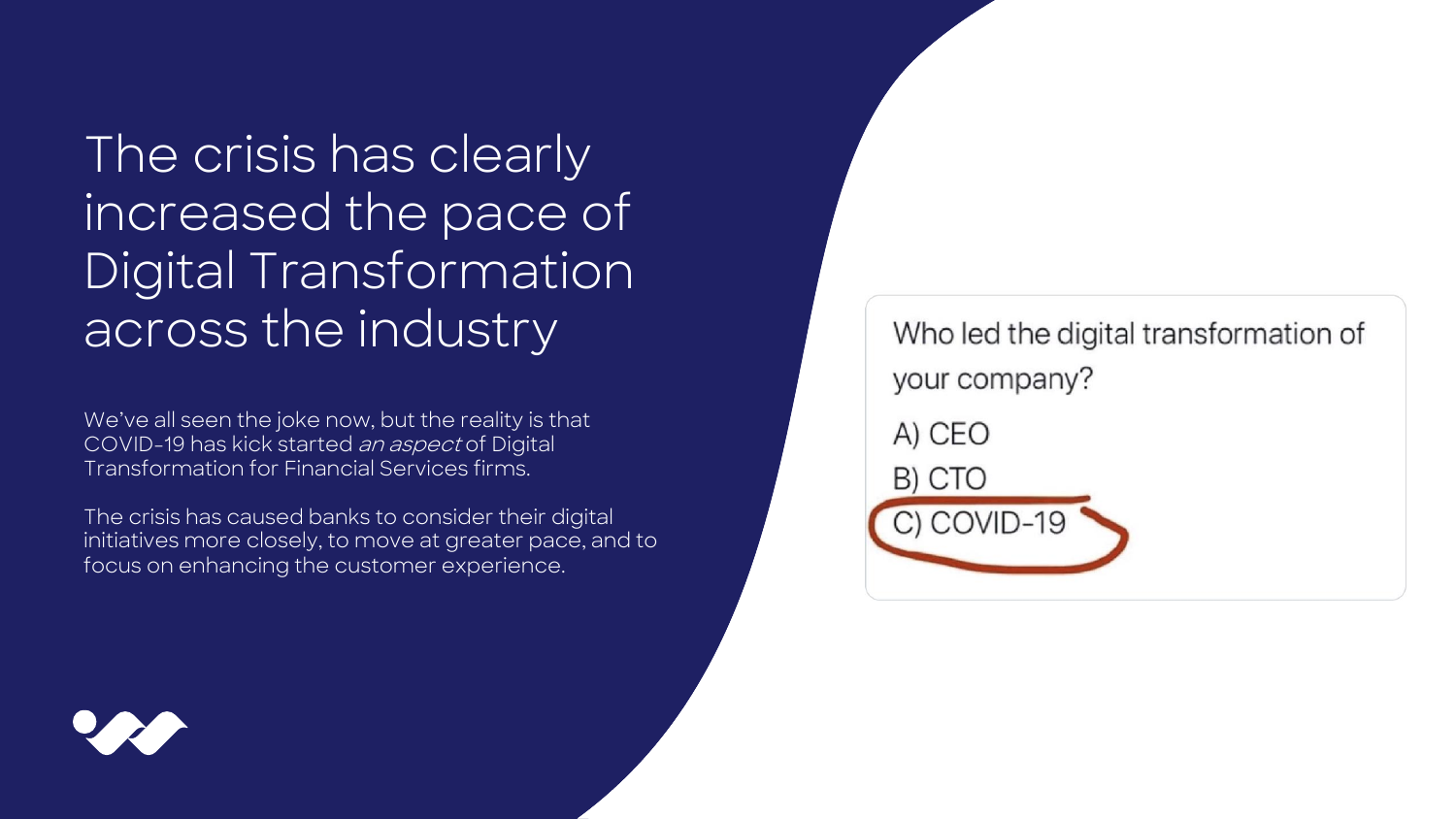# The crisis has clearly increased the pace of Digital Transformation across the industry

We've all seen the joke now, but the reality is that COVID-19 has kick started *an aspect* of Digital Transformation for Financial Services firms.

The crisis has caused banks to consider their digital initiatives more closely, to move at greater pace, and to focus on enhancing the customer experience.

Who led the digital transformation of your company?

A) CEO

B) CTO

C) COVID-19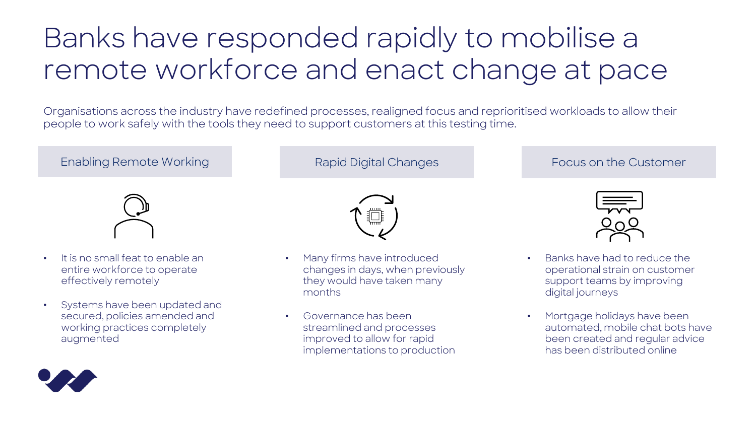# Banks have responded rapidly to mobilise a remote workforce and enact change at pace

Organisations across the industry have redefined processes, realigned focus and reprioritised workloads to allow their people to work safely with the tools they need to support customers at this testing time.

## Enabling Remote Working

- It is no small feat to enable an entire workforce to operate effectively remotely
- Systems have been updated and secured, policies amended and working practices completely augmented

## Rapid Digital Changes

- Many firms have introduced changes in days, when previously they would have taken many months
- Governance has been streamlined and processes improved to allow for rapid implementations to production

## Focus on the Customer

- Banks have had to reduce the operational strain on customer support teams by improving digital journeys
- Mortgage holidays have been automated, mobile chat bots have been created and regular advice has been distributed online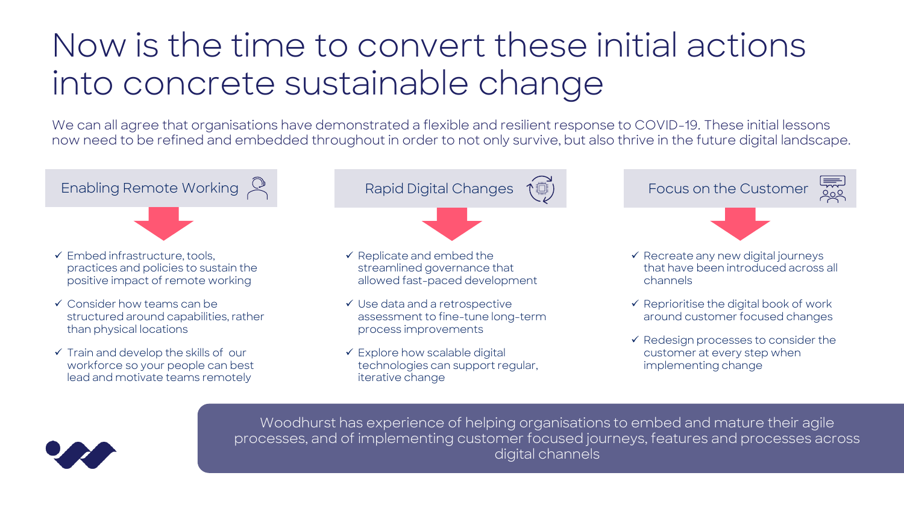# Now is the time to convert these initial actions into concrete sustainable change

We can all agree that organisations have demonstrated a flexible and resilient response to COVID-19. These initial lessons now need to be refined and embedded throughout in order to not only survive, but also thrive in the future digital landscape.

## Enabling Remote Working

- ✓ Embed infrastructure, tools, practices and policies to sustain the positive impact of remote working
- ✓ Consider how teams can be structured around capabilities, rather than physical locations
- ✓ Train and develop the skills of our workforce so your people can best lead and motivate teams remotely

## Rapid Digital Changes

- ✓ Replicate and embed the streamlined governance that allowed fast-paced development
- ✓ Use data and a retrospective assessment to fine-tune long-term process improvements
- ✓ Explore how scalable digital technologies can support regular, iterative change

## Focus on the Customer

- ✓ Recreate any new digital journeys that have been introduced across all channels
- ✓ Reprioritise the digital book of work around customer focused changes
- ✓ Redesign processes to consider the customer at every step when implementing change

Woodhurst has experience of helping organisations to embed and mature their agile processes, and of implementing customer focused journeys, features and processes across digital channels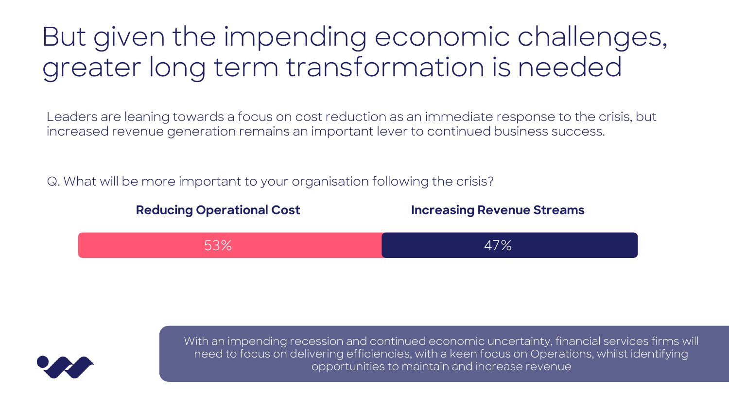# But given the impending economic challenges, greater long term transformation is needed

Leaders are leaning towards a focus on cost reduction as an immediate response to the crisis, but increased revenue generation remains an important lever to continued business success.

Q. What will be more important to your organisation following the crisis?

| Reducing Operational Cost | Increasing Revenue Streams |
| --- | --- |
| 53% | 47% |

With an impending recession and continued economic uncertainty, financial services firms will need to focus on delivering efficiencies, with a keen focus on Operations, whilst identifying opportunities to maintain and increase revenue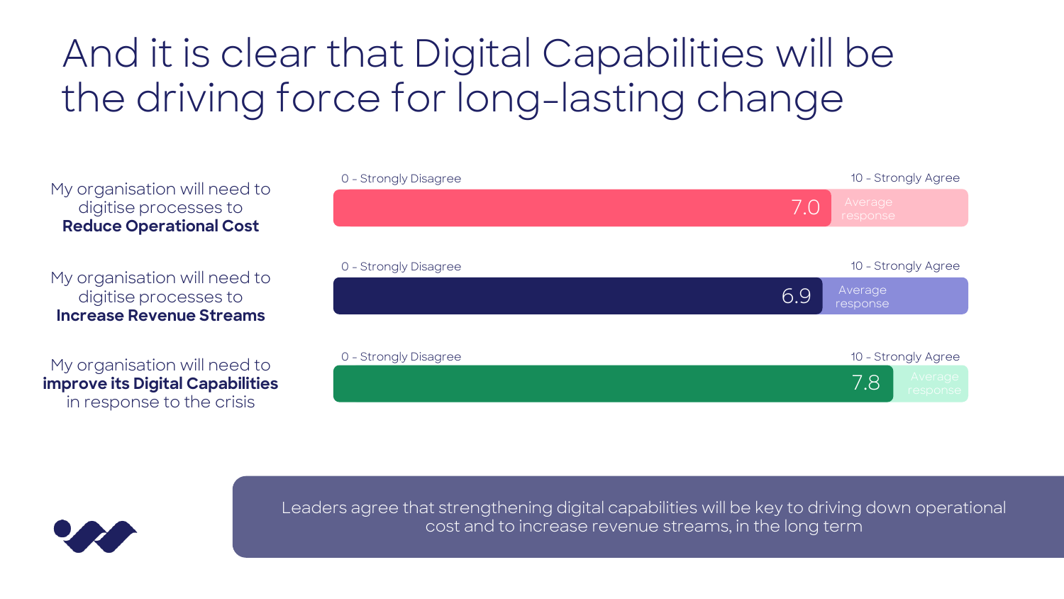# And it is clear that Digital Capabilities will be the driving force for long-lasting change

| Statement | Average response (0 - Strongly Disagree, 10 - Strongly Agree) |
| --- | --- |
| My organisation will need to digitise processes to **Reduce Operational Cost** | 7.0 |
| My organisation will need to digitise processes to **Increase Revenue Streams** | 6.9 |
| My organisation will need to **improve its Digital Capabilities** in response to the crisis | 7.8 |

Leaders agree that strengthening digital capabilities will be key to driving down operational cost and to increase revenue streams, in the long term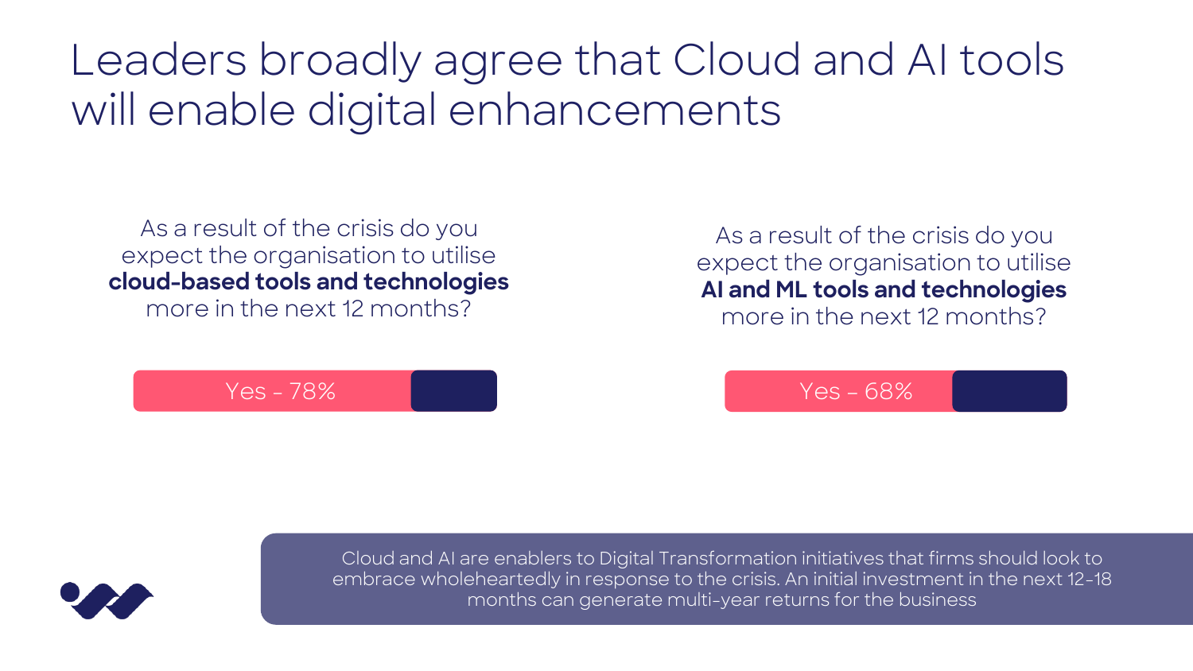# Leaders broadly agree that Cloud and AI tools will enable digital enhancements

As a result of the crisis do you expect the organisation to utilise **cloud-based tools and technologies** more in the next 12 months?

Yes – 78%

As a result of the crisis do you expect the organisation to utilise **AI and ML tools and technologies** more in the next 12 months?

Yes – 68%

Cloud and AI are enablers to Digital Transformation initiatives that firms should look to embrace wholeheartedly in response to the crisis. An initial investment in the next 12-18 months can generate multi-year returns for the business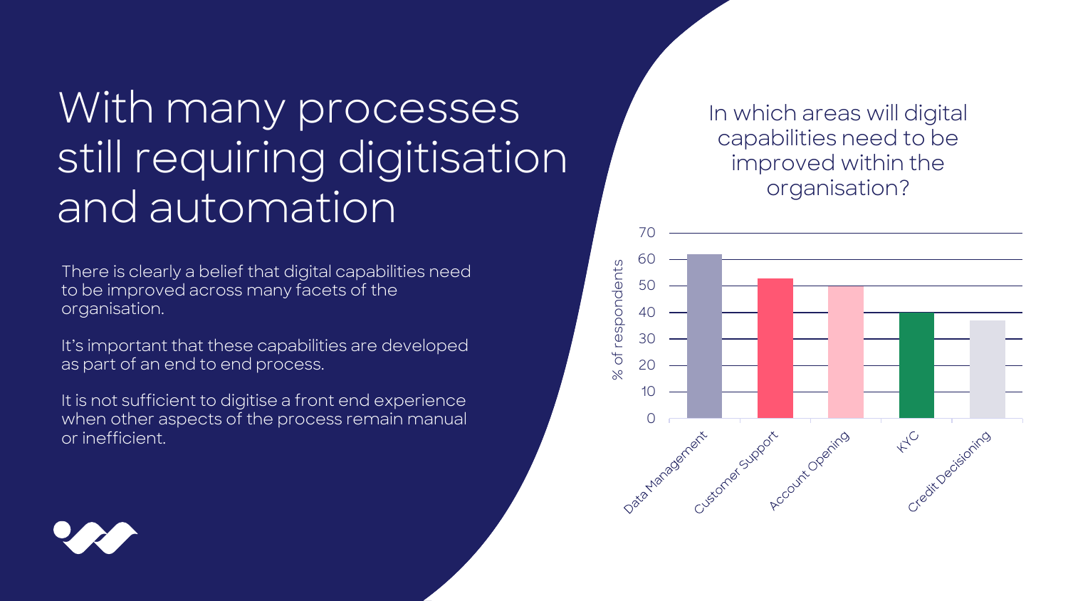# With many processes still requiring digitisation and automation

There is clearly a belief that digital capabilities need to be improved across many facets of the organisation.

It's important that these capabilities are developed as part of an end to end process.

It is not sufficient to digitise a front end experience when other aspects of the process remain manual or inefficient.

In which areas will digital capabilities need to be improved within the organisation?

| Area | % of respondents |
| --- | --- |
| Data Management | 62 |
| Customer Support | 53 |
| Account Opening | 50 |
| KYC | 40 |
| Credit Decisioning | 37 |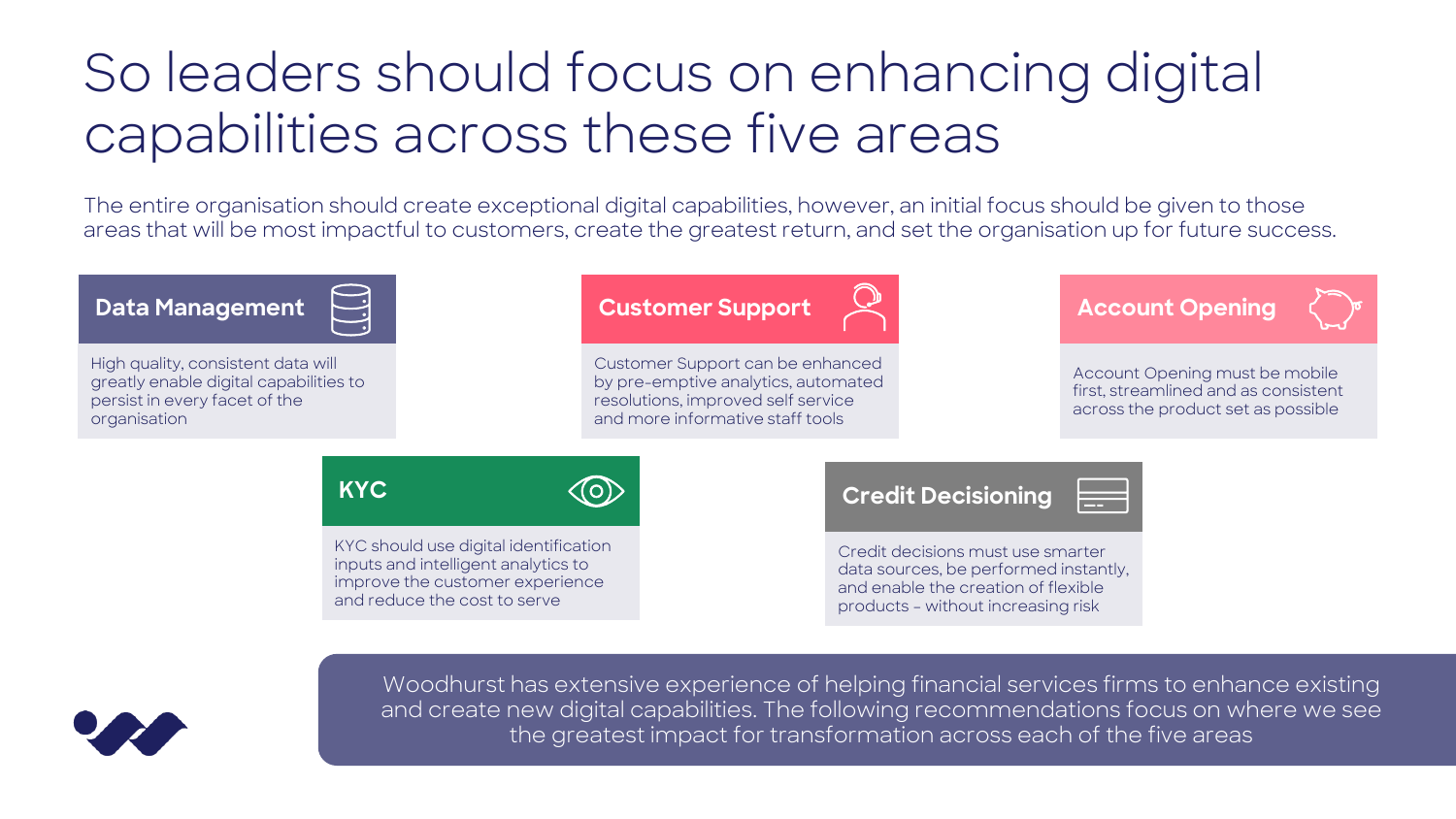# So leaders should focus on enhancing digital capabilities across these five areas

The entire organisation should create exceptional digital capabilities, however, an initial focus should be given to those areas that will be most impactful to customers, create the greatest return, and set the organisation up for future success.

### Data Management

High quality, consistent data will greatly enable digital capabilities to persist in every facet of the organisation

### Customer Support

Customer Support can be enhanced by pre-emptive analytics, automated resolutions, improved self service and more informative staff tools

### Account Opening

Account Opening must be mobile first, streamlined and as consistent across the product set as possible

### KYC

KYC should use digital identification inputs and intelligent analytics to improve the customer experience and reduce the cost to serve

### Credit Decisioning

Credit decisions must use smarter data sources, be performed instantly, and enable the creation of flexible products – without increasing risk

Woodhurst has extensive experience of helping financial services firms to enhance existing and create new digital capabilities. The following recommendations focus on where we see the greatest impact for transformation across each of the five areas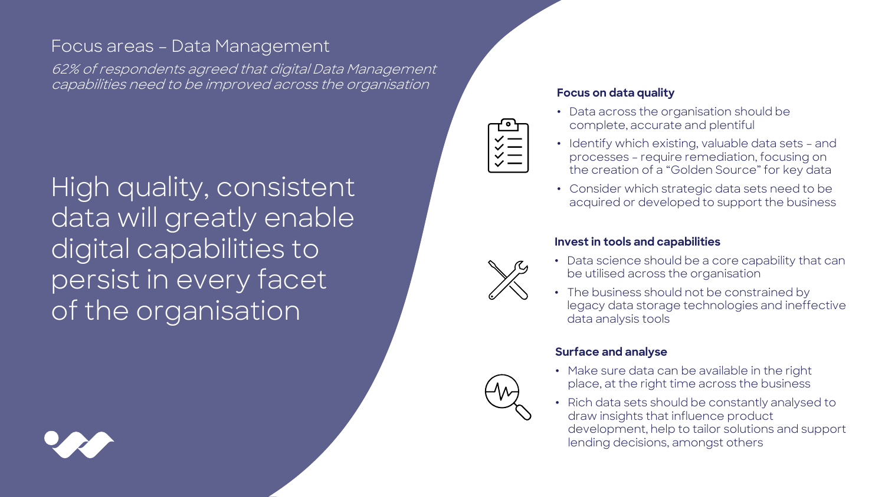# Focus areas – Data Management

*62% of respondents agreed that digital Data Management capabilities need to be improved across the organisation*

## High quality, consistent data will greatly enable digital capabilities to persist in every facet of the organisation

### Focus on data quality

- Data across the organisation should be complete, accurate and plentiful
- Identify which existing, valuable data sets – and processes – require remediation, focusing on the creation of a "Golden Source" for key data
- Consider which strategic data sets need to be acquired or developed to support the business

### Invest in tools and capabilities

- Data science should be a core capability that can be utilised across the organisation
- The business should not be constrained by legacy data storage technologies and ineffective data analysis tools

### Surface and analyse

- Make sure data can be available in the right place, at the right time across the business
- Rich data sets should be constantly analysed to draw insights that influence product development, help to tailor solutions and support lending decisions, amongst others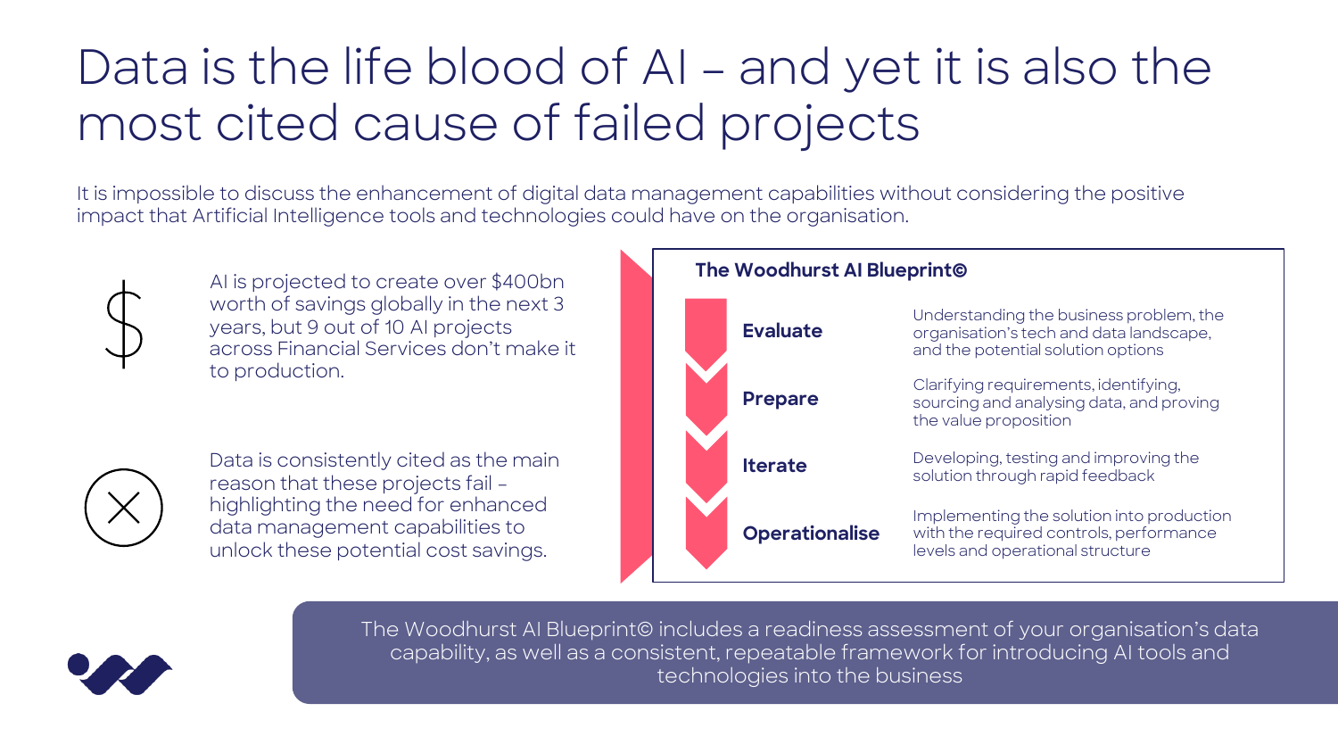# Data is the life blood of AI – and yet it is also the most cited cause of failed projects

It is impossible to discuss the enhancement of digital data management capabilities without considering the positive impact that Artificial Intelligence tools and technologies could have on the organisation.

AI is projected to create over $400bn worth of savings globally in the next 3 years, but 9 out of 10 AI projects across Financial Services don't make it to production.

Data is consistently cited as the main reason that these projects fail – highlighting the need for enhanced data management capabilities to unlock these potential cost savings.

**The Woodhurst AI Blueprint©**

| Stage | Description |
| --- | --- |
| **Evaluate** | Understanding the business problem, the organisation's tech and data landscape, and the potential solution options |
| **Prepare** | Clarifying requirements, identifying, sourcing and analysing data, and proving the value proposition |
| **Iterate** | Developing, testing and improving the solution through rapid feedback |
| **Operationalise** | Implementing the solution into production with the required controls, performance levels and operational structure |

The Woodhurst AI Blueprint© includes a readiness assessment of your organisation's data capability, as well as a consistent, repeatable framework for introducing AI tools and technologies into the business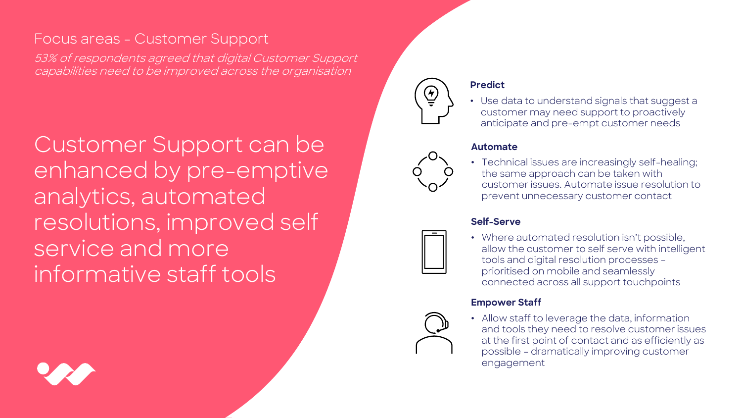## Focus areas - Customer Support

*53% of respondents agreed that digital Customer Support capabilities need to be improved across the organisation*

# Customer Support can be enhanced by pre-emptive analytics, automated resolutions, improved self service and more informative staff tools

**Predict**

- Use data to understand signals that suggest a customer may need support to proactively anticipate and pre-empt customer needs

**Automate**

- Technical issues are increasingly self-healing; the same approach can be taken with customer issues. Automate issue resolution to prevent unnecessary customer contact

**Self-Serve**

- Where automated resolution isn't possible, allow the customer to self serve with intelligent tools and digital resolution processes – prioritised on mobile and seamlessly connected across all support touchpoints

**Empower Staff**

- Allow staff to leverage the data, information and tools they need to resolve customer issues at the first point of contact and as efficiently as possible – dramatically improving customer engagement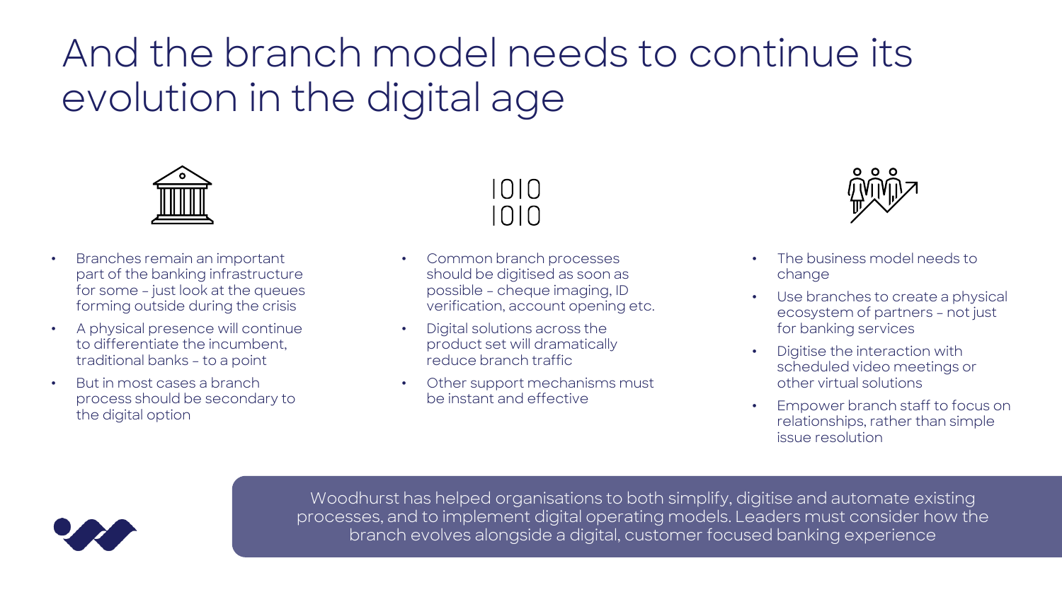# And the branch model needs to continue its evolution in the digital age

- Branches remain an important part of the banking infrastructure for some – just look at the queues forming outside during the crisis
- A physical presence will continue to differentiate the incumbent, traditional banks – to a point
- But in most cases a branch process should be secondary to the digital option

- Common branch processes should be digitised as soon as possible – cheque imaging, ID verification, account opening etc.
- Digital solutions across the product set will dramatically reduce branch traffic
- Other support mechanisms must be instant and effective

- The business model needs to change
- Use branches to create a physical ecosystem of partners – not just for banking services
- Digitise the interaction with scheduled video meetings or other virtual solutions
- Empower branch staff to focus on relationships, rather than simple issue resolution

Woodhurst has helped organisations to both simplify, digitise and automate existing processes, and to implement digital operating models. Leaders must consider how the branch evolves alongside a digital, customer focused banking experience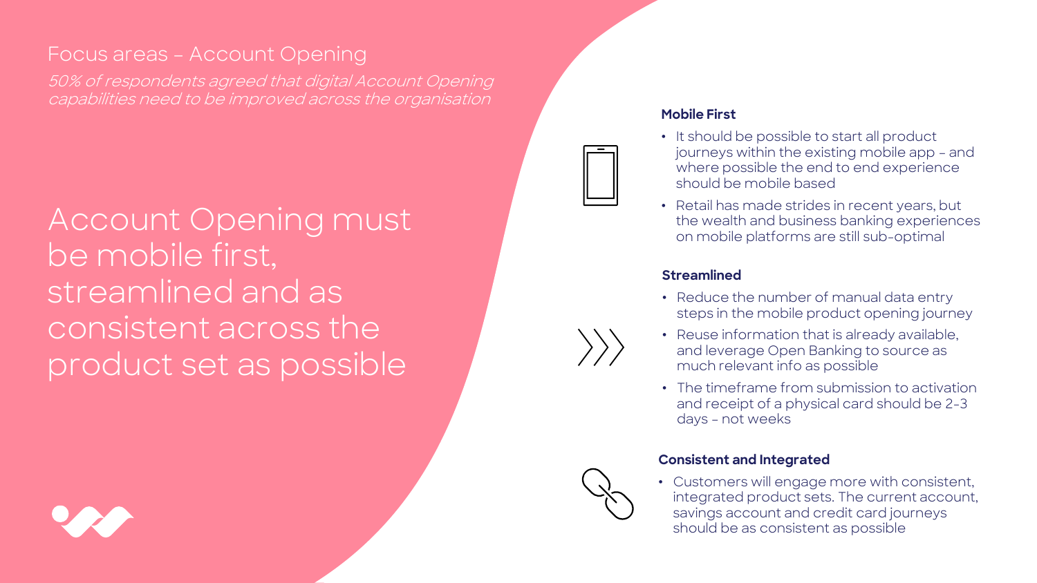## Focus areas – Account Opening

*50% of respondents agreed that digital Account Opening capabilities need to be improved across the organisation*

# Account Opening must be mobile first, streamlined and as consistent across the product set as possible

### Mobile First

- It should be possible to start all product journeys within the existing mobile app – and where possible the end to end experience should be mobile based
- Retail has made strides in recent years, but the wealth and business banking experiences on mobile platforms are still sub-optimal

### Streamlined

- Reduce the number of manual data entry steps in the mobile product opening journey
- Reuse information that is already available, and leverage Open Banking to source as much relevant info as possible
- The timeframe from submission to activation and receipt of a physical card should be 2-3 days – not weeks

### Consistent and Integrated

- Customers will engage more with consistent, integrated product sets. The current account, savings account and credit card journeys should be as consistent as possible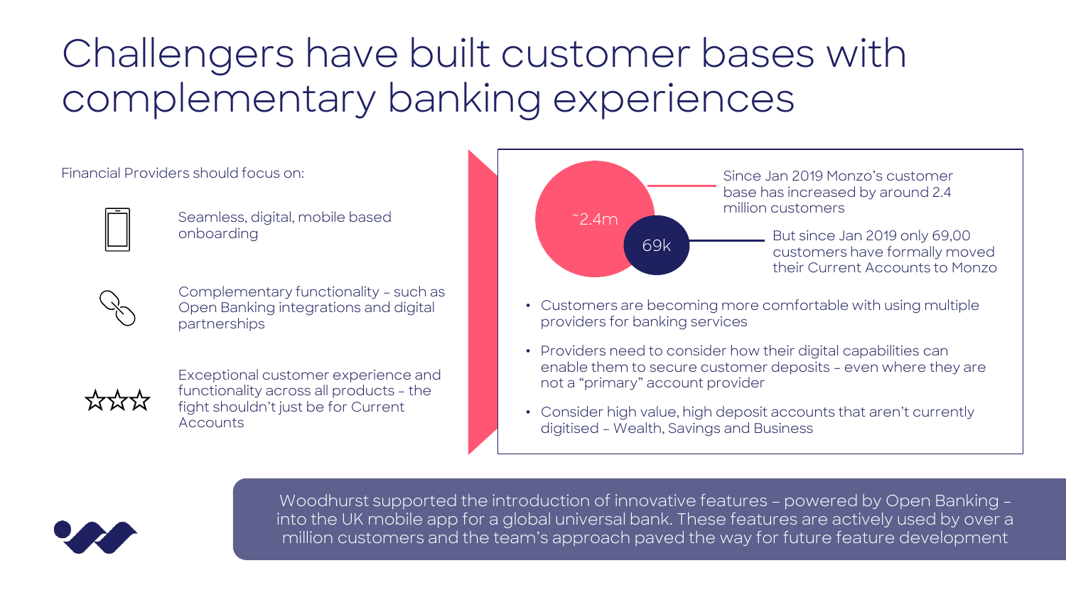# Challengers have built customer bases with complementary banking experiences

Financial Providers should focus on:

- Seamless, digital, mobile based onboarding
- Complementary functionality – such as Open Banking integrations and digital partnerships
- Exceptional customer experience and functionality across all products – the fight shouldn't just be for Current Accounts

~2.4m — Since Jan 2019 Monzo's customer base has increased by around 2.4 million customers

69k — But since Jan 2019 only 69,00 customers have formally moved their Current Accounts to Monzo

- Customers are becoming more comfortable with using multiple providers for banking services
- Providers need to consider how their digital capabilities can enable them to secure customer deposits – even where they are not a "primary" account provider
- Consider high value, high deposit accounts that aren't currently digitised – Wealth, Savings and Business

Woodhurst supported the introduction of innovative features – powered by Open Banking – into the UK mobile app for a global universal bank. These features are actively used by over a million customers and the team's approach paved the way for future feature development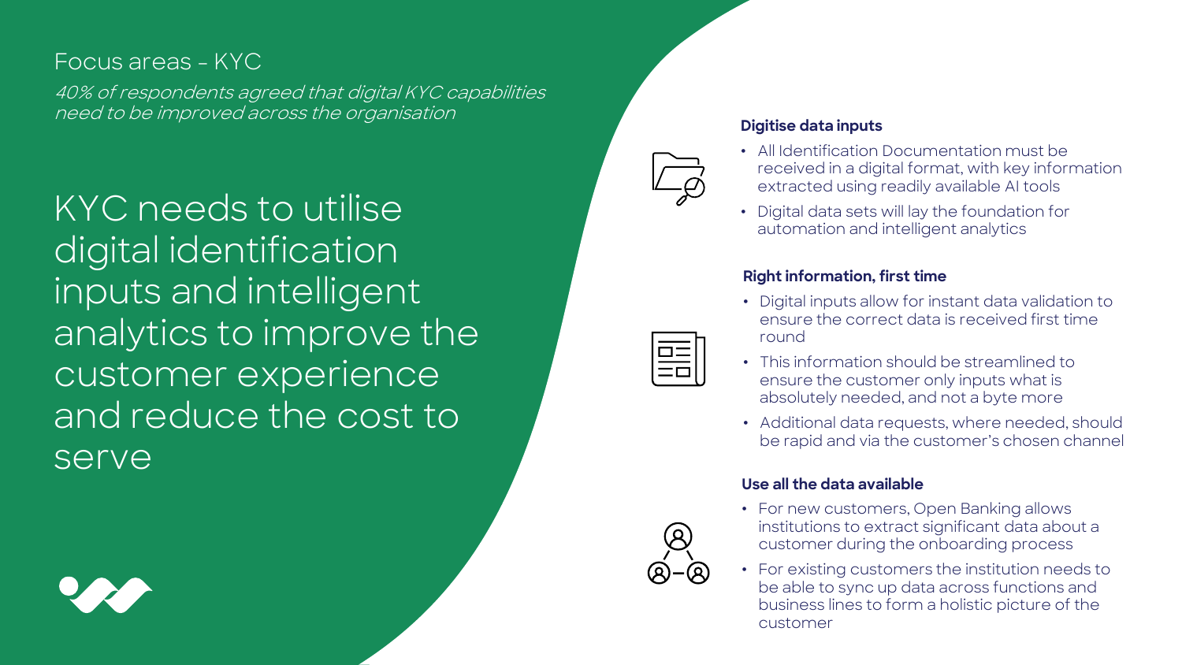## Focus areas – KYC

*40% of respondents agreed that digital KYC capabilities need to be improved across the organisation*

# KYC needs to utilise digital identification inputs and intelligent analytics to improve the customer experience and reduce the cost to serve

**Digitise data inputs**

- All Identification Documentation must be received in a digital format, with key information extracted using readily available AI tools
- Digital data sets will lay the foundation for automation and intelligent analytics

**Right information, first time**

- Digital inputs allow for instant data validation to ensure the correct data is received first time round
- This information should be streamlined to ensure the customer only inputs what is absolutely needed, and not a byte more
- Additional data requests, where needed, should be rapid and via the customer's chosen channel

**Use all the data available**

- For new customers, Open Banking allows institutions to extract significant data about a customer during the onboarding process
- For existing customers the institution needs to be able to sync up data across functions and business lines to form a holistic picture of the customer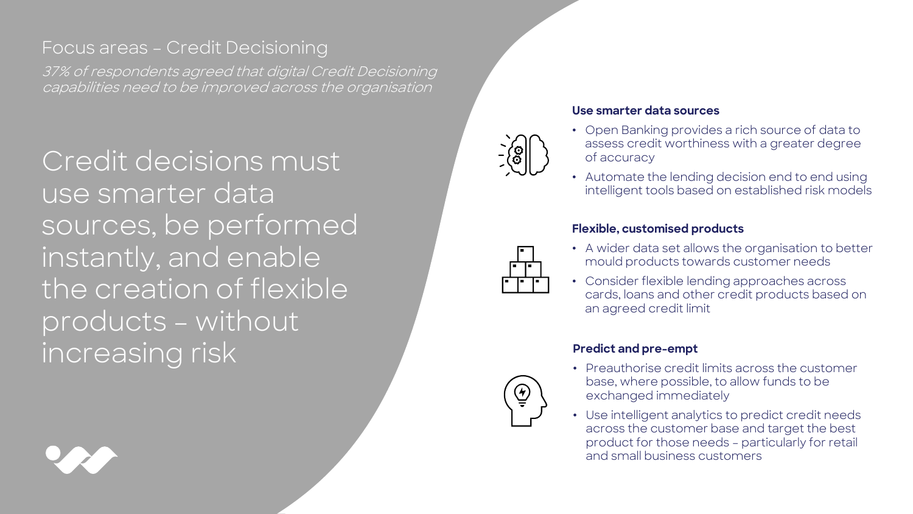## Focus areas – Credit Decisioning

*37% of respondents agreed that digital Credit Decisioning capabilities need to be improved across the organisation*

# Credit decisions must use smarter data sources, be performed instantly, and enable the creation of flexible products – without increasing risk

### Use smarter data sources

- Open Banking provides a rich source of data to assess credit worthiness with a greater degree of accuracy
- Automate the lending decision end to end using intelligent tools based on established risk models

### Flexible, customised products

- A wider data set allows the organisation to better mould products towards customer needs
- Consider flexible lending approaches across cards, loans and other credit products based on an agreed credit limit

### Predict and pre-empt

- Preauthorise credit limits across the customer base, where possible, to allow funds to be exchanged immediately
- Use intelligent analytics to predict credit needs across the customer base and target the best product for those needs – particularly for retail and small business customers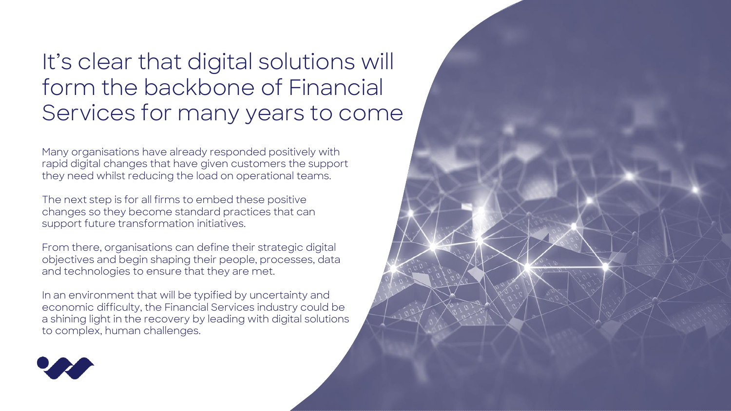# It's clear that digital solutions will form the backbone of Financial Services for many years to come

Many organisations have already responded positively with rapid digital changes that have given customers the support they need whilst reducing the load on operational teams.

The next step is for all firms to embed these positive changes so they become standard practices that can support future transformation initiatives.

From there, organisations can define their strategic digital objectives and begin shaping their people, processes, data and technologies to ensure that they are met.

In an environment that will be typified by uncertainty and economic difficulty, the Financial Services industry could be a shining light in the recovery by leading with digital solutions to complex, human challenges.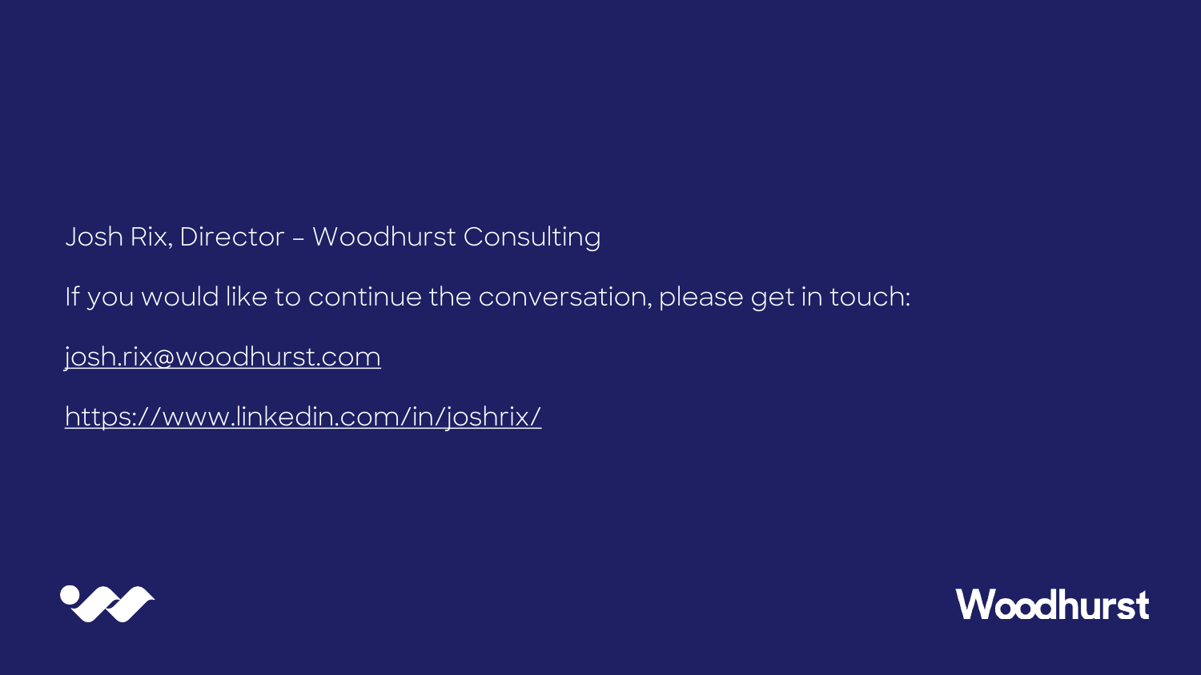Josh Rix, Director – Woodhurst Consulting

If you would like to continue the conversation, please get in touch:

josh.rix@woodhurst.com

https://www.linkedin.com/in/joshrix/

Woodhurst